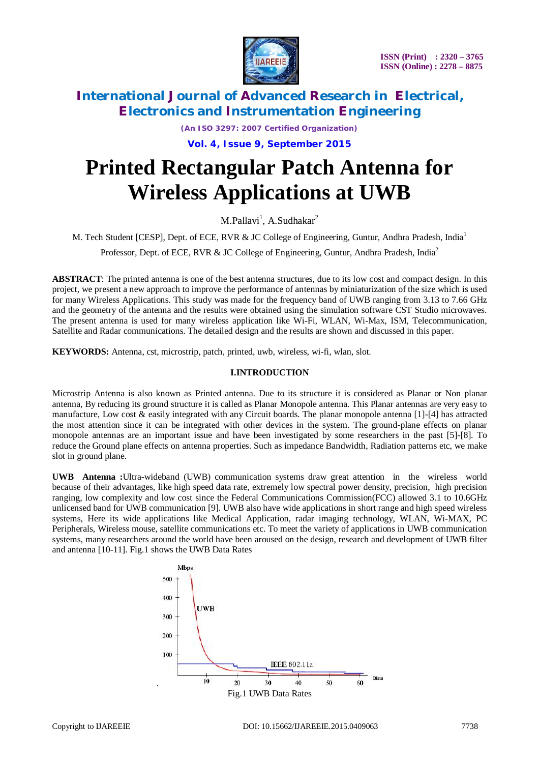# Printed Rectangular Patch Antenna for Wireless Applications at UWB

M.Pallavi[1], A.Sudhakar[2]

M. Tech Student [CESP], Dept. of ECE, RVR & JC College of Engineering, Guntur, Andhra Pradesh, India[1]

Professor, Dept. of ECE, RVR & JC College of Engineering, Guntur, Andhra Pradesh, India[2]

**ABSTRACT**: The printed antenna is one of the best antenna structures, due to its low cost and compact design. In this project, we present a new approach to improve the performance of antennas by miniaturization of the size which is used for many Wireless Applications. This study was made for the frequency band of UWB ranging from 3.13 to 7.66 GHz and the geometry of the antenna and the results were obtained using the simulation software CST Studio microwaves. The present antenna is used for many wireless application like Wi-Fi, WLAN, Wi-Max, ISM, Telecommunication, Satellite and Radar communications. The detailed design and the results are shown and discussed in this paper.

**KEYWORDS:** Antenna, cst, microstrip, patch, printed, uwb, wireless, wi-fi, wlan, slot.

## I.INTRODUCTION

Microstrip Antenna is also known as Printed antenna. Due to its structure it is considered as Planar or Non planar antenna, By reducing its ground structure it is called as Planar Monopole antenna. This Planar antennas are very easy to manufacture, Low cost & easily integrated with any Circuit boards. The planar monopole antenna [1]-[4] has attracted the most attention since it can be integrated with other devices in the system. The ground-plane effects on planar monopole antennas are an important issue and have been investigated by some researchers in the past [5]-[8]. To reduce the Ground plane effects on antenna properties. Such as impedance Bandwidth, Radiation patterns etc, we make slot in ground plane.

**UWB Antenna :**Ultra-wideband (UWB) communication systems draw great attention in the wireless world because of their advantages, like high speed data rate, extremely low spectral power density, precision, high precision ranging, low complexity and low cost since the Federal Communications Commission(FCC) allowed 3.1 to 10.6GHz unlicensed band for UWB communication [9]. UWB also have wide applications in short range and high speed wireless systems, Here its wide applications like Medical Application, radar imaging technology, WLAN, Wi-MAX, PC Peripherals, Wireless mouse, satellite communications etc. To meet the variety of applications in UWB communication systems, many researchers around the world have been aroused on the design, research and development of UWB filter and antenna [10-11]. Fig.1 shows the UWB Data Rates

Fig.1 UWB Data Rates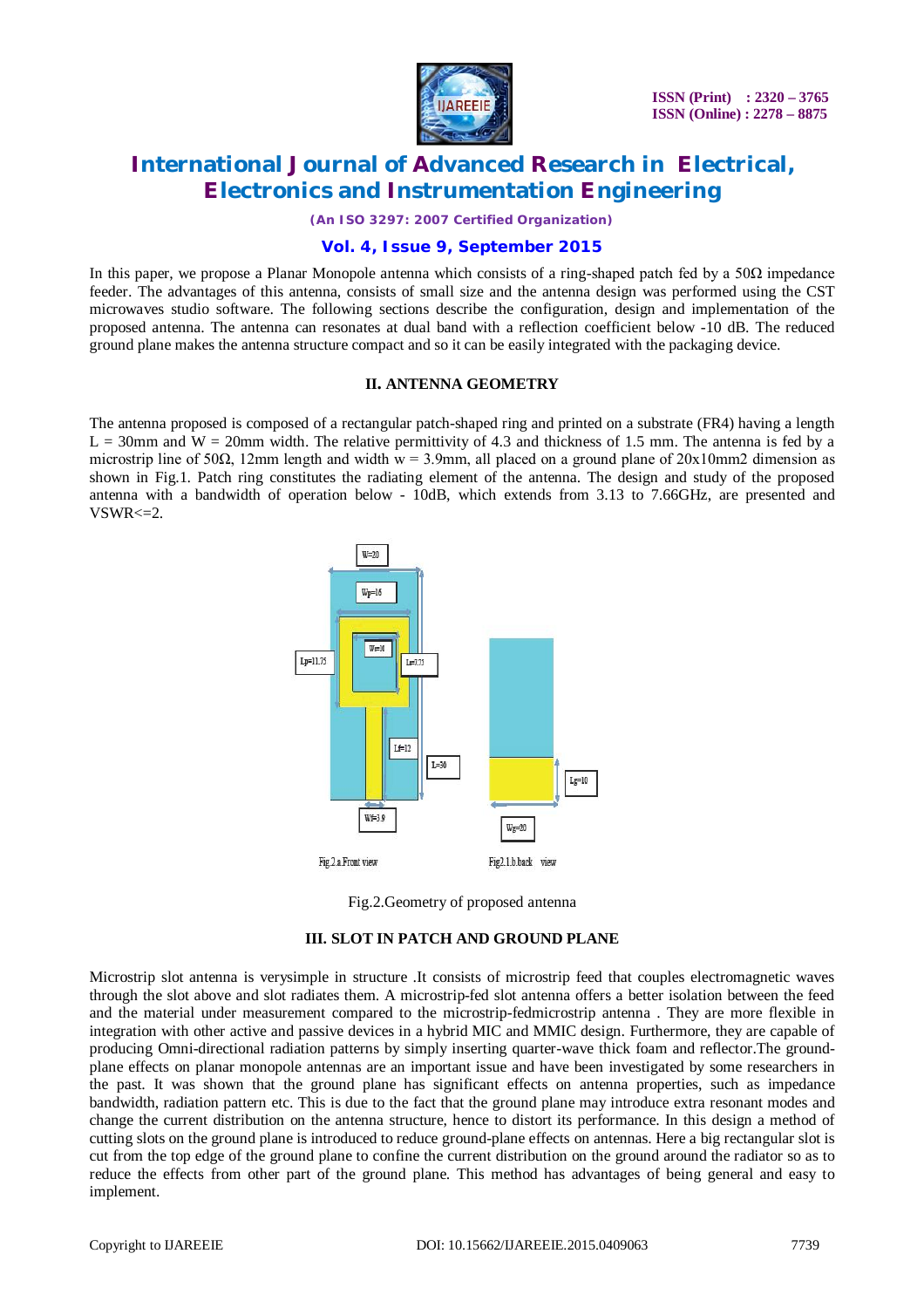In this paper, we propose a Planar Monopole antenna which consists of a ring-shaped patch fed by a 50Ω impedance feeder. The advantages of this antenna, consists of small size and the antenna design was performed using the CST microwaves studio software. The following sections describe the configuration, design and implementation of the proposed antenna. The antenna can resonates at dual band with a reflection coefficient below -10 dB. The reduced ground plane makes the antenna structure compact and so it can be easily integrated with the packaging device.

## II. ANTENNA GEOMETRY

The antenna proposed is composed of a rectangular patch-shaped ring and printed on a substrate (FR4) having a length L = 30mm and W = 20mm width. The relative permittivity of 4.3 and thickness of 1.5 mm. The antenna is fed by a microstrip line of 50Ω, 12mm length and width w = 3.9mm, all placed on a ground plane of 20x10mm2 dimension as shown in Fig.1. Patch ring constitutes the radiating element of the antenna. The design and study of the proposed antenna with a bandwidth of operation below - 10dB, which extends from 3.13 to 7.66GHz, are presented and VSWR<=2.

Fig.2.a Front view   Fig2.1.b.back view

Fig.2.Geometry of proposed antenna

## III. SLOT IN PATCH AND GROUND PLANE

Microstrip slot antenna is verysimple in structure .It consists of microstrip feed that couples electromagnetic waves through the slot above and slot radiates them. A microstrip-fed slot antenna offers a better isolation between the feed and the material under measurement compared to the microstrip-fedmicrostrip antenna . They are more flexible in integration with other active and passive devices in a hybrid MIC and MMIC design. Furthermore, they are capable of producing Omni-directional radiation patterns by simply inserting quarter-wave thick foam and reflector.The ground-plane effects on planar monopole antennas are an important issue and have been investigated by some researchers in the past. It was shown that the ground plane has significant effects on antenna properties, such as impedance bandwidth, radiation pattern etc. This is due to the fact that the ground plane may introduce extra resonant modes and change the current distribution on the antenna structure, hence to distort its performance. In this design a method of cutting slots on the ground plane is introduced to reduce ground-plane effects on antennas. Here a big rectangular slot is cut from the top edge of the ground plane to confine the current distribution on the ground around the radiator so as to reduce the effects from other part of the ground plane. This method has advantages of being general and easy to implement.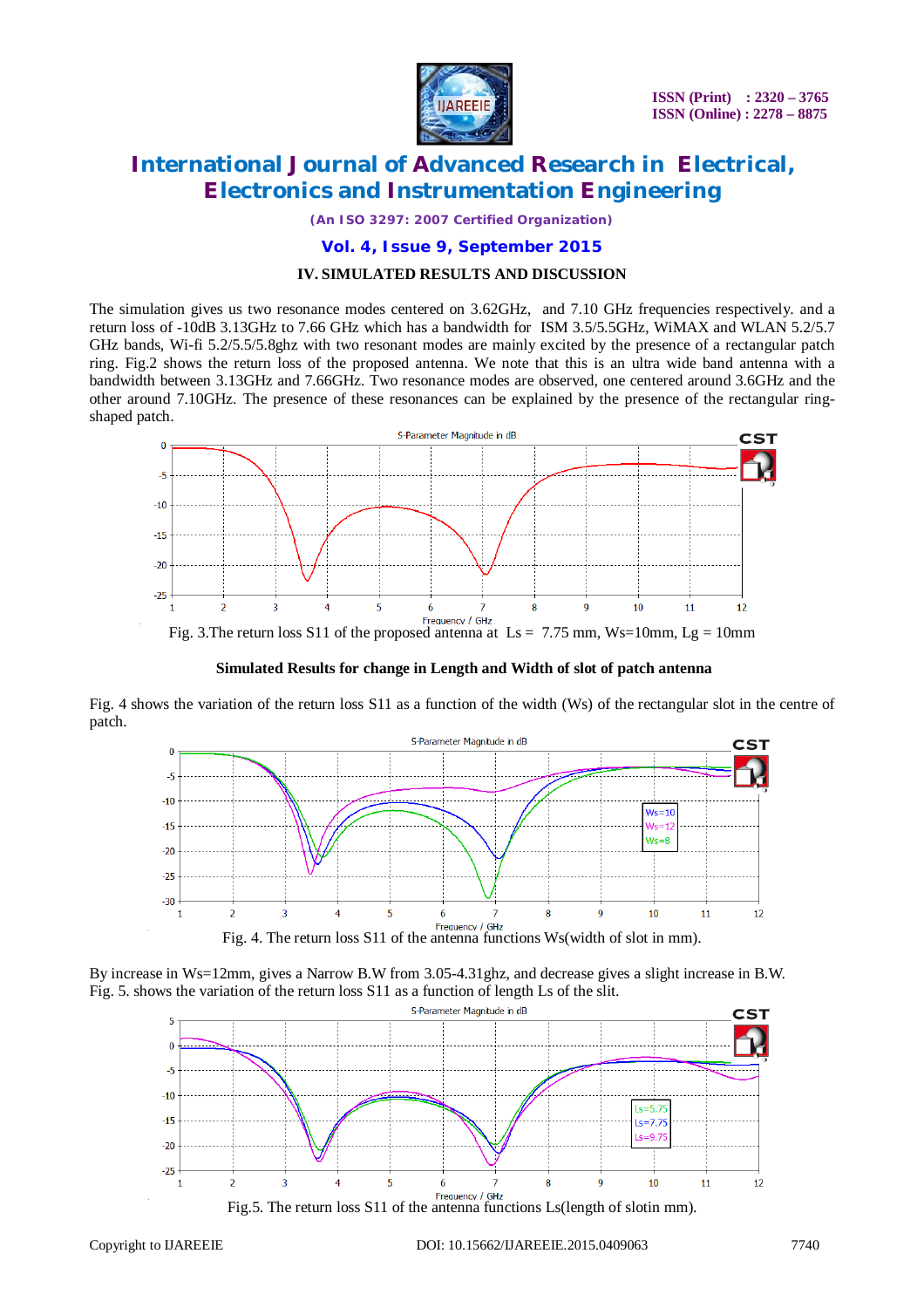## IV. SIMULATED RESULTS AND DISCUSSION

The simulation gives us two resonance modes centered on 3.62GHz, and 7.10 GHz frequencies respectively. and a return loss of -10dB 3.13GHz to 7.66 GHz which has a bandwidth for ISM 3.5/5.5GHz, WiMAX and WLAN 5.2/5.7 GHz bands, Wi-fi 5.2/5.5/5.8ghz with two resonant modes are mainly excited by the presence of a rectangular patch ring. Fig.2 shows the return loss of the proposed antenna. We note that this is an ultra wide band antenna with a bandwidth between 3.13GHz and 7.66GHz. Two resonance modes are observed, one centered around 3.6GHz and the other around 7.10GHz. The presence of these resonances can be explained by the presence of the rectangular ring-shaped patch.

Fig. 3.The return loss S11 of the proposed antenna at Ls = 7.75 mm, Ws=10mm, Lg = 10mm

### Simulated Results for change in Length and Width of slot of patch antenna

Fig. 4 shows the variation of the return loss S11 as a function of the width (Ws) of the rectangular slot in the centre of patch.

Fig. 4. The return loss S11 of the antenna functions Ws(width of slot in mm).

By increase in Ws=12mm, gives a Narrow B.W from 3.05-4.31ghz, and decrease gives a slight increase in B.W.
Fig. 5. shows the variation of the return loss S11 as a function of length Ls of the slit.

Fig.5. The return loss S11 of the antenna functions Ls(length of slotin mm).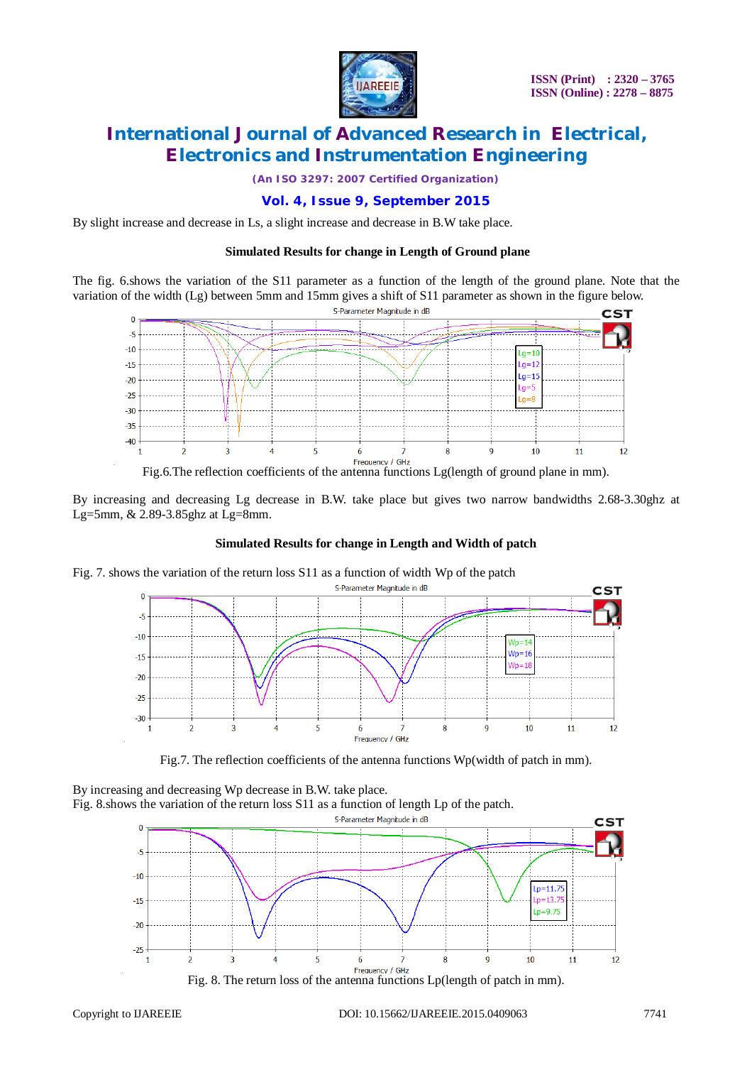By slight increase and decrease in Ls, a slight increase and decrease in B.W take place.

### Simulated Results for change in Length of Ground plane

The fig. 6.shows the variation of the S11 parameter as a function of the length of the ground plane. Note that the variation of the width (Lg) between 5mm and 15mm gives a shift of S11 parameter as shown in the figure below.

Fig.6.The reflection coefficients of the antenna functions Lg(length of ground plane in mm).

By increasing and decreasing Lg decrease in B.W. take place but gives two narrow bandwidths 2.68-3.30ghz at Lg=5mm, & 2.89-3.85ghz at Lg=8mm.

### Simulated Results for change in Length and Width of patch

Fig. 7. shows the variation of the return loss S11 as a function of width Wp of the patch

Fig.7. The reflection coefficients of the antenna functions Wp(width of patch in mm).

By increasing and decreasing Wp decrease in B.W. take place.
Fig. 8.shows the variation of the return loss S11 as a function of length Lp of the patch.

Fig. 8. The return loss of the antenna functions Lp(length of patch in mm).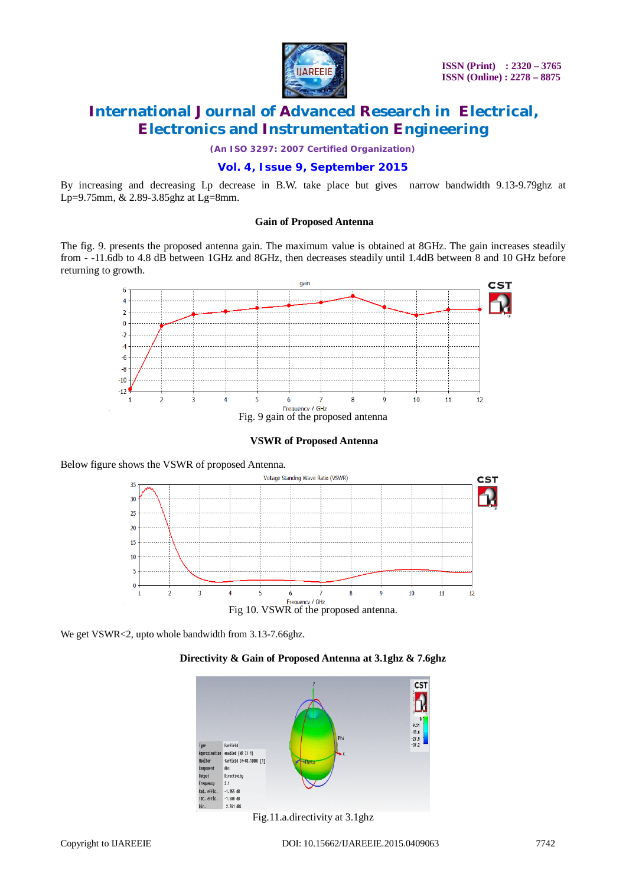By increasing and decreasing Lp decrease in B.W. take place but gives narrow bandwidth 9.13-9.79ghz at Lp=9.75mm, & 2.89-3.85ghz at Lg=8mm.

### Gain of Proposed Antenna

The fig. 9. presents the proposed antenna gain. The maximum value is obtained at 8GHz. The gain increases steadily from - -11.6db to 4.8 dB between 1GHz and 8GHz, then decreases steadily until 1.4dB between 8 and 10 GHz before returning to growth.

Fig. 9 gain of the proposed antenna

### VSWR of Proposed Antenna

Below figure shows the VSWR of proposed Antenna.

Fig 10. VSWR of the proposed antenna.

We get VSWR<2, upto whole bandwidth from 3.13-7.66ghz.

### Directivity & Gain of Proposed Antenna at 3.1ghz & 7.6ghz

Fig.11.a.directivity at 3.1ghz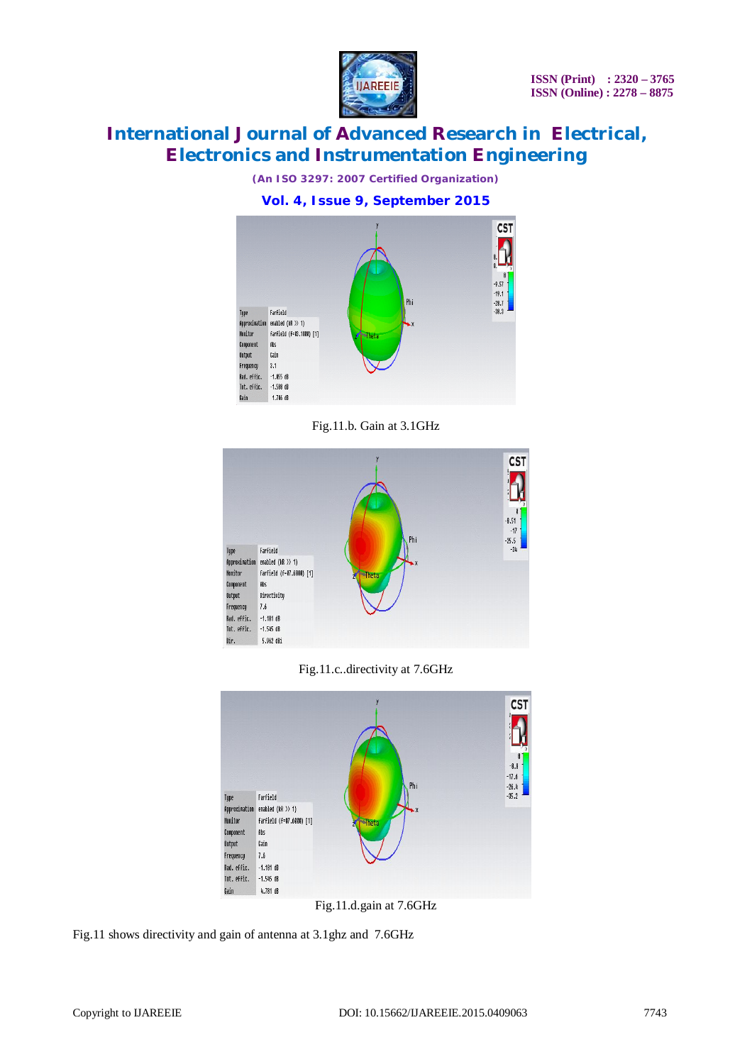Fig.11.b. Gain at 3.1GHz

Fig.11.c..directivity at 7.6GHz

Fig.11.d.gain at 7.6GHz

Fig.11 shows directivity and gain of antenna at 3.1ghz and 7.6GHz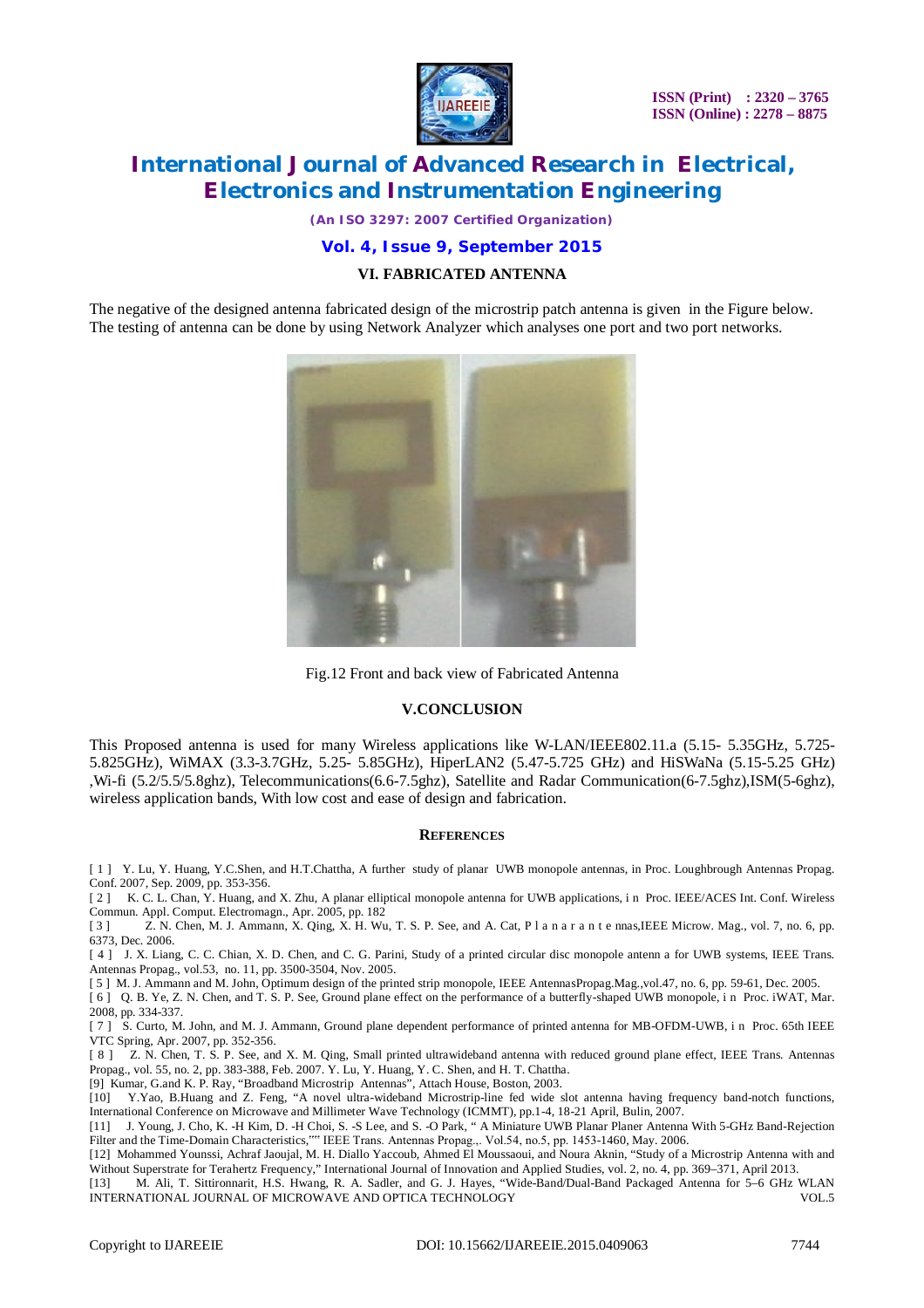## VI. FABRICATED ANTENNA

The negative of the designed antenna fabricated design of the microstrip patch antenna is given in the Figure below. The testing of antenna can be done by using Network Analyzer which analyses one port and two port networks.

Fig.12 Front and back view of Fabricated Antenna

## V.CONCLUSION

This Proposed antenna is used for many Wireless applications like W-LAN/IEEE802.11.a (5.15- 5.35GHz, 5.725- 5.825GHz), WiMAX (3.3-3.7GHz, 5.25- 5.85GHz), HiperLAN2 (5.47-5.725 GHz) and HiSWaNa (5.15-5.25 GHz) ,Wi-fi (5.2/5.5/5.8ghz), Telecommunications(6.6-7.5ghz), Satellite and Radar Communication(6-7.5ghz),ISM(5-6ghz), wireless application bands, With low cost and ease of design and fabrication.

## REFERENCES

[ 1 ] Y. Lu, Y. Huang, Y.C.Shen, and H.T.Chattha, A further study of planar UWB monopole antennas, in Proc. Loughbrough Antennas Propag. Conf. 2007, Sep. 2009, pp. 353-356.

[ 2 ] K. C. L. Chan, Y. Huang, and X. Zhu, A planar elliptical monopole antenna for UWB applications, i n Proc. IEEE/ACES Int. Conf. Wireless Commun. Appl. Comput. Electromagn., Apr. 2005, pp. 182

[ 3 ] Z. N. Chen, M. J. Ammann, X. Qing, X. H. Wu, T. S. P. See, and A. Cat, P l a n a r a n t e nnas,IEEE Microw. Mag., vol. 7, no. 6, pp. 6373, Dec. 2006.

[ 4 ] J. X. Liang, C. C. Chian, X. D. Chen, and C. G. Parini, Study of a printed circular disc monopole antenn a for UWB systems, IEEE Trans. Antennas Propag., vol.53, no. 11, pp. 3500-3504, Nov. 2005.

[ 5 ] M. J. Ammann and M. John, Optimum design of the printed strip monopole, IEEE AntennasPropag.Mag.,vol.47, no. 6, pp. 59-61, Dec. 2005.

[ 6 ] Q. B. Ye, Z. N. Chen, and T. S. P. See, Ground plane effect on the performance of a butterfly-shaped UWB monopole, i n Proc. iWAT, Mar. 2008, pp. 334-337.

[ 7 ] S. Curto, M. John, and M. J. Ammann, Ground plane dependent performance of printed antenna for MB-OFDM-UWB, i n Proc. 65th IEEE VTC Spring, Apr. 2007, pp. 352-356.

[ 8 ] Z. N. Chen, T. S. P. See, and X. M. Qing, Small printed ultrawideband antenna with reduced ground plane effect, IEEE Trans. Antennas Propag., vol. 55, no. 2, pp. 383-388, Feb. 2007. Y. Lu, Y. Huang, Y. C. Shen, and H. T. Chattha.

[9] Kumar, G.and K. P. Ray, "Broadband Microstrip Antennas", Attach House, Boston, 2003.

[10] Y.Yao, B.Huang and Z. Feng, "A novel ultra-wideband Microstrip-line fed wide slot antenna having frequency band-notch functions, International Conference on Microwave and Millimeter Wave Technology (ICMMT), pp.1-4, 18-21 April, Bulin, 2007.

[11] J. Young, J. Cho, K. -H Kim, D. -H Choi, S. -S Lee, and S. -O Park, " A Miniature UWB Planar Planer Antenna With 5-GHz Band-Rejection Filter and the Time-Domain Characteristics,"" IEEE Trans. Antennas Propag.,. Vol.54, no.5, pp. 1453-1460, May. 2006.

[12] Mohammed Younssi, Achraf Jaoujal, M. H. Diallo Yaccoub, Ahmed El Moussaoui, and Noura Aknin, "Study of a Microstrip Antenna with and Without Superstrate for Terahertz Frequency," International Journal of Innovation and Applied Studies, vol. 2, no. 4, pp. 369–371, April 2013.

[13] M. Ali, T. Sittironnarit, H.S. Hwang, R. A. Sadler, and G. J. Hayes, "Wide-Band/Dual-Band Packaged Antenna for 5–6 GHz WLAN INTERNATIONAL JOURNAL OF MICROWAVE AND OPTICA TECHNOLOGY VOL.5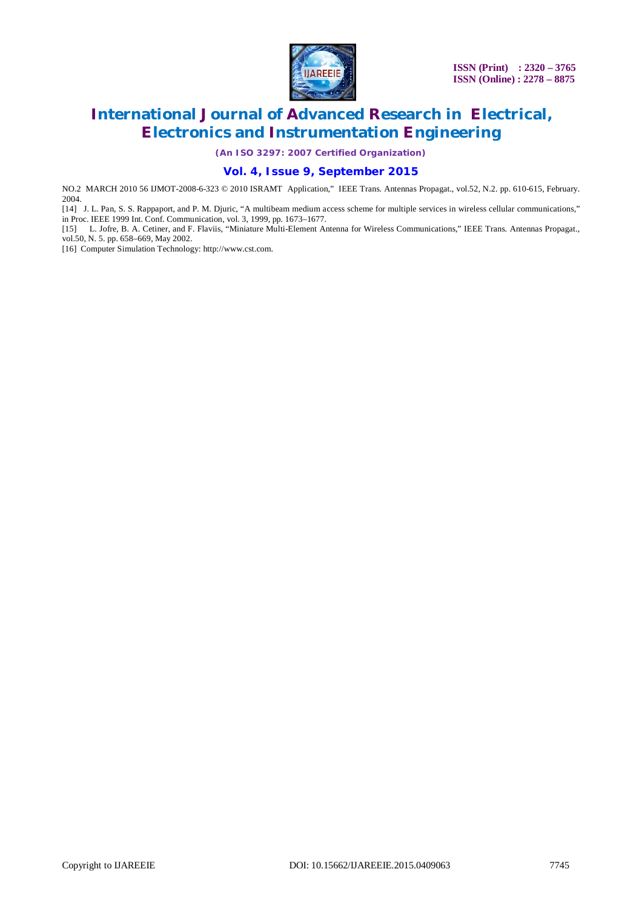NO.2 MARCH 2010 56 IJMOT-2008-6-323 © 2010 ISRAMT Application," IEEE Trans. Antennas Propagat., vol.52, N.2. pp. 610-615, February. 2004.

[14] J. L. Pan, S. S. Rappaport, and P. M. Djuric, "A multibeam medium access scheme for multiple services in wireless cellular communications," in Proc. IEEE 1999 Int. Conf. Communication, vol. 3, 1999, pp. 1673–1677.

[15] L. Jofre, B. A. Cetiner, and F. Flaviis, "Miniature Multi-Element Antenna for Wireless Communications," IEEE Trans. Antennas Propagat., vol.50, N. 5. pp. 658–669, May 2002.

[16] Computer Simulation Technology: http://www.cst.com.